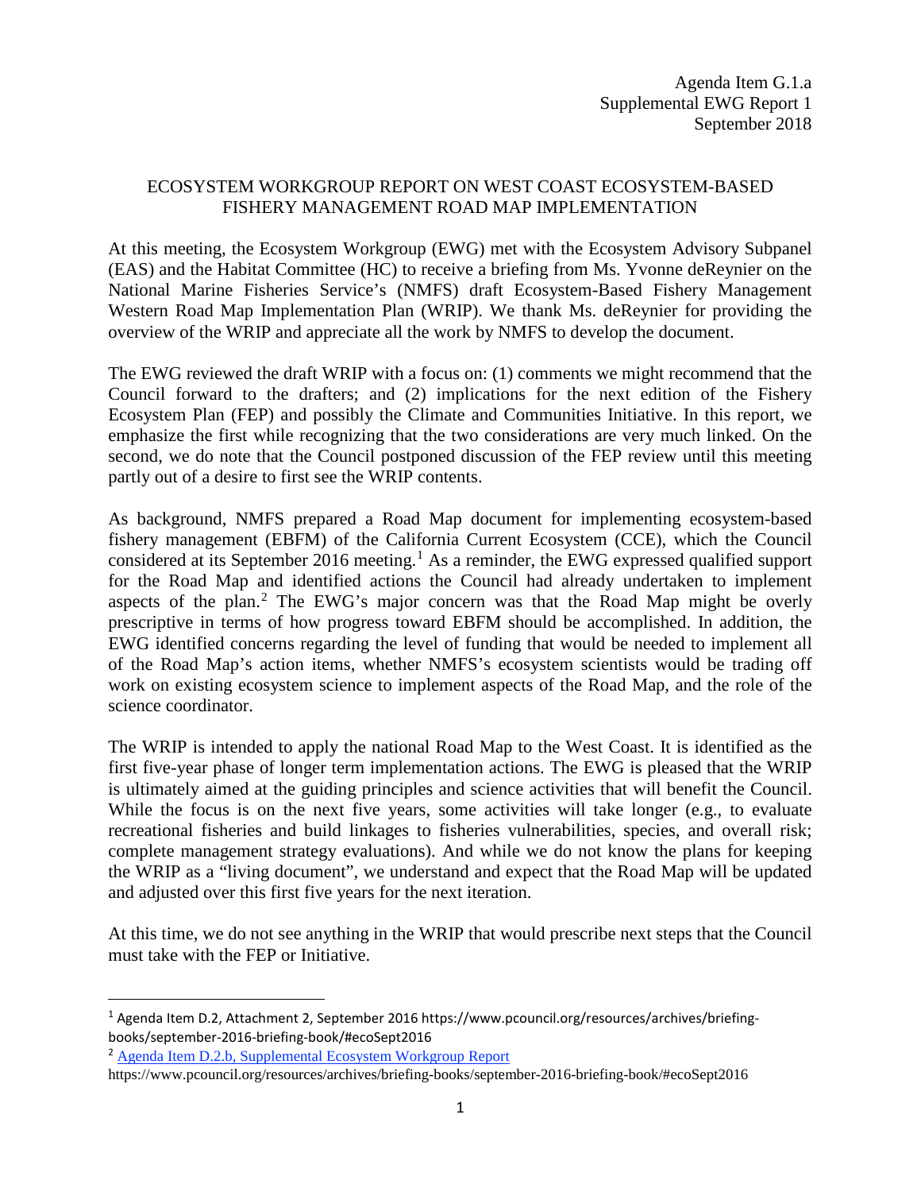Agenda Item G.1.a
Supplemental EWG Report 1
September 2018

# ECOSYSTEM WORKGROUP REPORT ON WEST COAST ECOSYSTEM-BASED FISHERY MANAGEMENT ROAD MAP IMPLEMENTATION

At this meeting, the Ecosystem Workgroup (EWG) met with the Ecosystem Advisory Subpanel (EAS) and the Habitat Committee (HC) to receive a briefing from Ms. Yvonne deReynier on the National Marine Fisheries Service's (NMFS) draft Ecosystem-Based Fishery Management Western Road Map Implementation Plan (WRIP). We thank Ms. deReynier for providing the overview of the WRIP and appreciate all the work by NMFS to develop the document.

The EWG reviewed the draft WRIP with a focus on: (1) comments we might recommend that the Council forward to the drafters; and (2) implications for the next edition of the Fishery Ecosystem Plan (FEP) and possibly the Climate and Communities Initiative. In this report, we emphasize the first while recognizing that the two considerations are very much linked. On the second, we do note that the Council postponed discussion of the FEP review until this meeting partly out of a desire to first see the WRIP contents.

As background, NMFS prepared a Road Map document for implementing ecosystem-based fishery management (EBFM) of the California Current Ecosystem (CCE), which the Council considered at its September 2016 meeting.[1] As a reminder, the EWG expressed qualified support for the Road Map and identified actions the Council had already undertaken to implement aspects of the plan.[2] The EWG's major concern was that the Road Map might be overly prescriptive in terms of how progress toward EBFM should be accomplished. In addition, the EWG identified concerns regarding the level of funding that would be needed to implement all of the Road Map's action items, whether NMFS's ecosystem scientists would be trading off work on existing ecosystem science to implement aspects of the Road Map, and the role of the science coordinator.

The WRIP is intended to apply the national Road Map to the West Coast. It is identified as the first five-year phase of longer term implementation actions. The EWG is pleased that the WRIP is ultimately aimed at the guiding principles and science activities that will benefit the Council. While the focus is on the next five years, some activities will take longer (e.g., to evaluate recreational fisheries and build linkages to fisheries vulnerabilities, species, and overall risk; complete management strategy evaluations). And while we do not know the plans for keeping the WRIP as a "living document", we understand and expect that the Road Map will be updated and adjusted over this first five years for the next iteration.

At this time, we do not see anything in the WRIP that would prescribe next steps that the Council must take with the FEP or Initiative.

---

[1] Agenda Item D.2, Attachment 2, September 2016 https://www.pcouncil.org/resources/archives/briefing-books/september-2016-briefing-book/#ecoSept2016

[2] Agenda Item D.2.b, Supplemental Ecosystem Workgroup Report https://www.pcouncil.org/resources/archives/briefing-books/september-2016-briefing-book/#ecoSept2016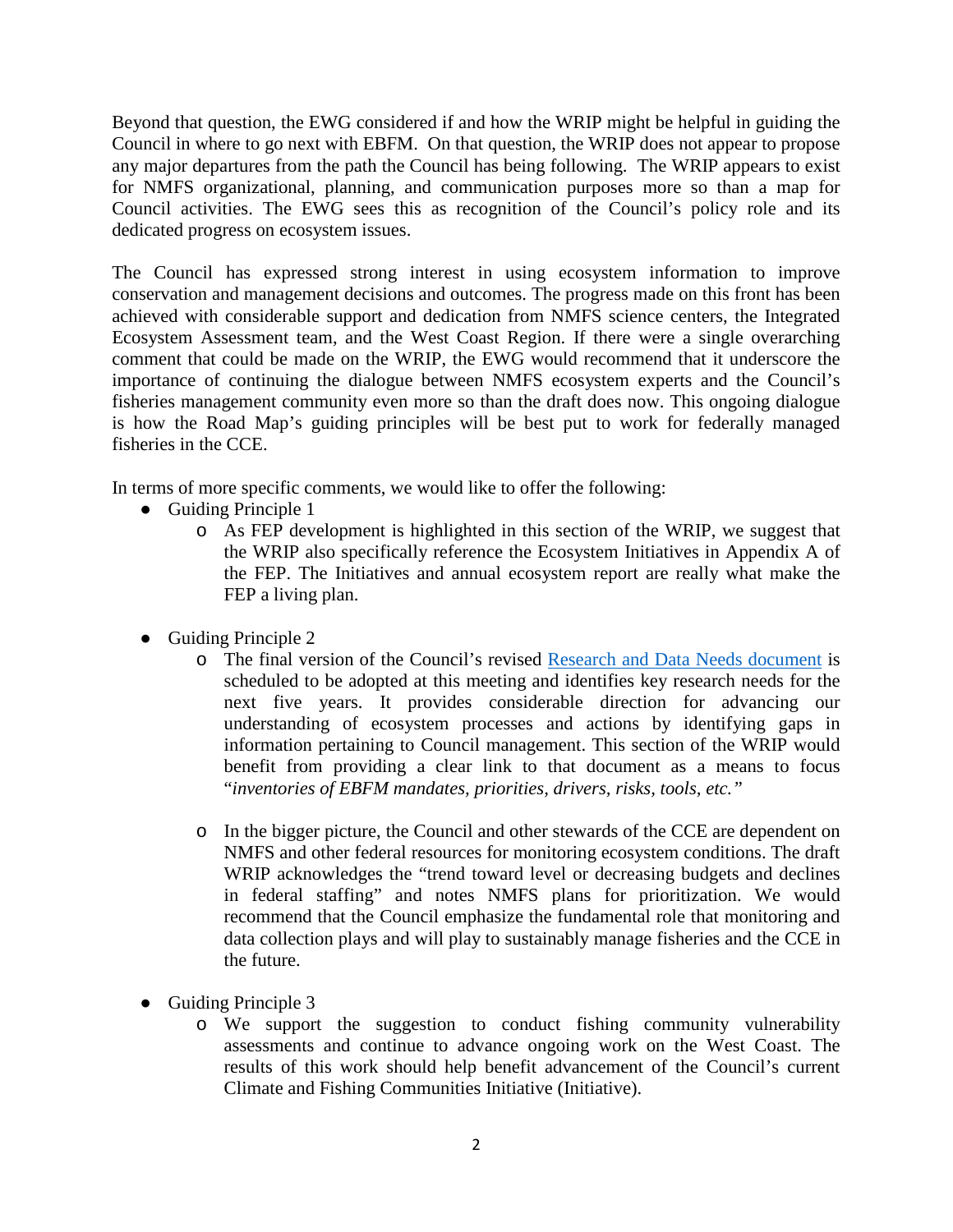Beyond that question, the EWG considered if and how the WRIP might be helpful in guiding the Council in where to go next with EBFM. On that question, the WRIP does not appear to propose any major departures from the path the Council has being following. The WRIP appears to exist for NMFS organizational, planning, and communication purposes more so than a map for Council activities. The EWG sees this as recognition of the Council's policy role and its dedicated progress on ecosystem issues.

The Council has expressed strong interest in using ecosystem information to improve conservation and management decisions and outcomes. The progress made on this front has been achieved with considerable support and dedication from NMFS science centers, the Integrated Ecosystem Assessment team, and the West Coast Region. If there were a single overarching comment that could be made on the WRIP, the EWG would recommend that it underscore the importance of continuing the dialogue between NMFS ecosystem experts and the Council's fisheries management community even more so than the draft does now. This ongoing dialogue is how the Road Map's guiding principles will be best put to work for federally managed fisheries in the CCE.

In terms of more specific comments, we would like to offer the following:

- Guiding Principle 1
  - As FEP development is highlighted in this section of the WRIP, we suggest that the WRIP also specifically reference the Ecosystem Initiatives in Appendix A of the FEP. The Initiatives and annual ecosystem report are really what make the FEP a living plan.

- Guiding Principle 2
  - The final version of the Council's revised Research and Data Needs document is scheduled to be adopted at this meeting and identifies key research needs for the next five years. It provides considerable direction for advancing our understanding of ecosystem processes and actions by identifying gaps in information pertaining to Council management. This section of the WRIP would benefit from providing a clear link to that document as a means to focus "*inventories of EBFM mandates, priorities, drivers, risks, tools, etc.*"

  - In the bigger picture, the Council and other stewards of the CCE are dependent on NMFS and other federal resources for monitoring ecosystem conditions. The draft WRIP acknowledges the "trend toward level or decreasing budgets and declines in federal staffing" and notes NMFS plans for prioritization. We would recommend that the Council emphasize the fundamental role that monitoring and data collection plays and will play to sustainably manage fisheries and the CCE in the future.

- Guiding Principle 3
  - We support the suggestion to conduct fishing community vulnerability assessments and continue to advance ongoing work on the West Coast. The results of this work should help benefit advancement of the Council's current Climate and Fishing Communities Initiative (Initiative).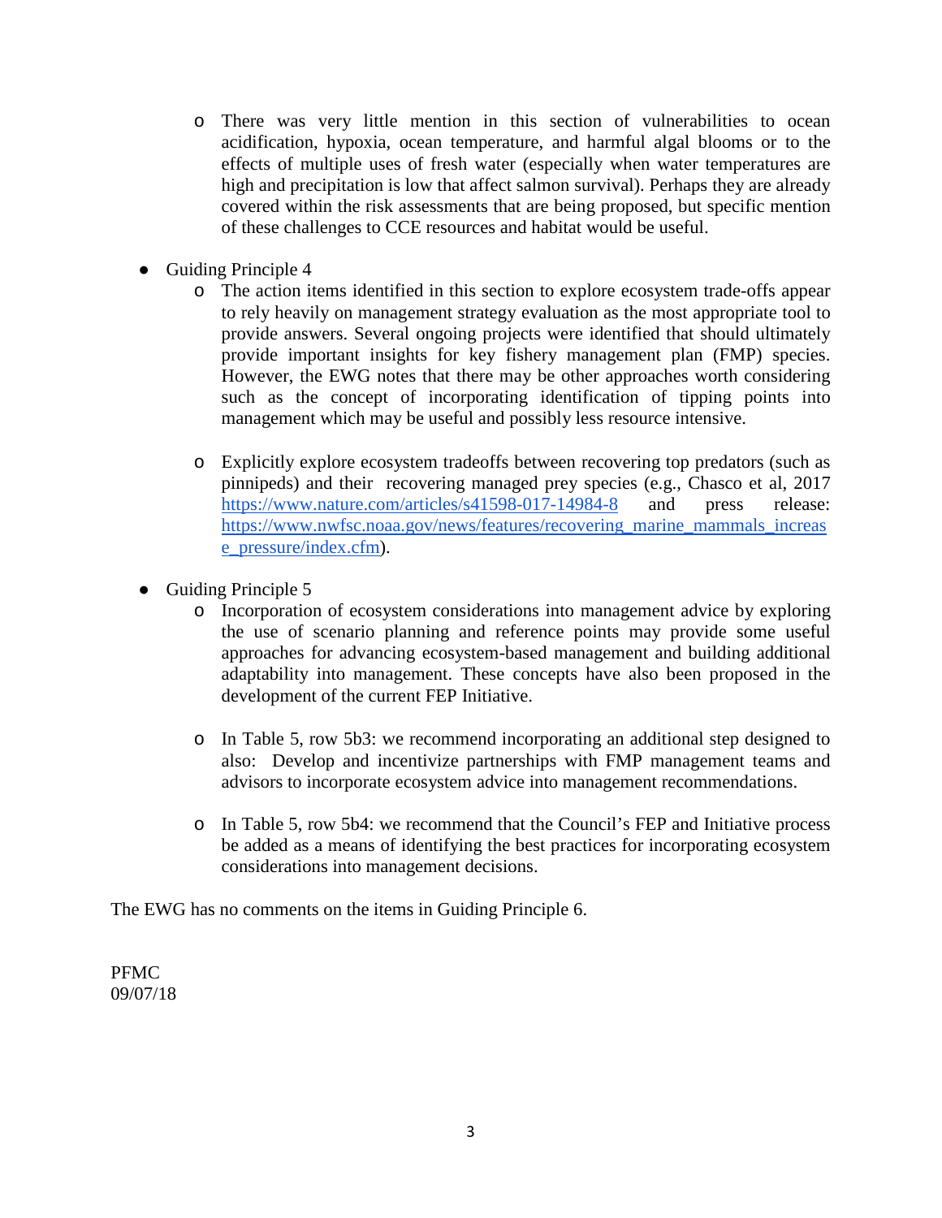- There was very little mention in this section of vulnerabilities to ocean acidification, hypoxia, ocean temperature, and harmful algal blooms or to the effects of multiple uses of fresh water (especially when water temperatures are high and precipitation is low that affect salmon survival). Perhaps they are already covered within the risk assessments that are being proposed, but specific mention of these challenges to CCE resources and habitat would be useful.

- Guiding Principle 4
  - The action items identified in this section to explore ecosystem trade-offs appear to rely heavily on management strategy evaluation as the most appropriate tool to provide answers. Several ongoing projects were identified that should ultimately provide important insights for key fishery management plan (FMP) species. However, the EWG notes that there may be other approaches worth considering such as the concept of incorporating identification of tipping points into management which may be useful and possibly less resource intensive.

  - Explicitly explore ecosystem tradeoffs between recovering top predators (such as pinnipeds) and their recovering managed prey species (e.g., Chasco et al, 2017 https://www.nature.com/articles/s41598-017-14984-8 and press release: https://www.nwfsc.noaa.gov/news/features/recovering_marine_mammals_increase_pressure/index.cfm).

- Guiding Principle 5
  - Incorporation of ecosystem considerations into management advice by exploring the use of scenario planning and reference points may provide some useful approaches for advancing ecosystem-based management and building additional adaptability into management. These concepts have also been proposed in the development of the current FEP Initiative.

  - In Table 5, row 5b3: we recommend incorporating an additional step designed to also: Develop and incentivize partnerships with FMP management teams and advisors to incorporate ecosystem advice into management recommendations.

  - In Table 5, row 5b4: we recommend that the Council's FEP and Initiative process be added as a means of identifying the best practices for incorporating ecosystem considerations into management decisions.

The EWG has no comments on the items in Guiding Principle 6.

PFMC
09/07/18